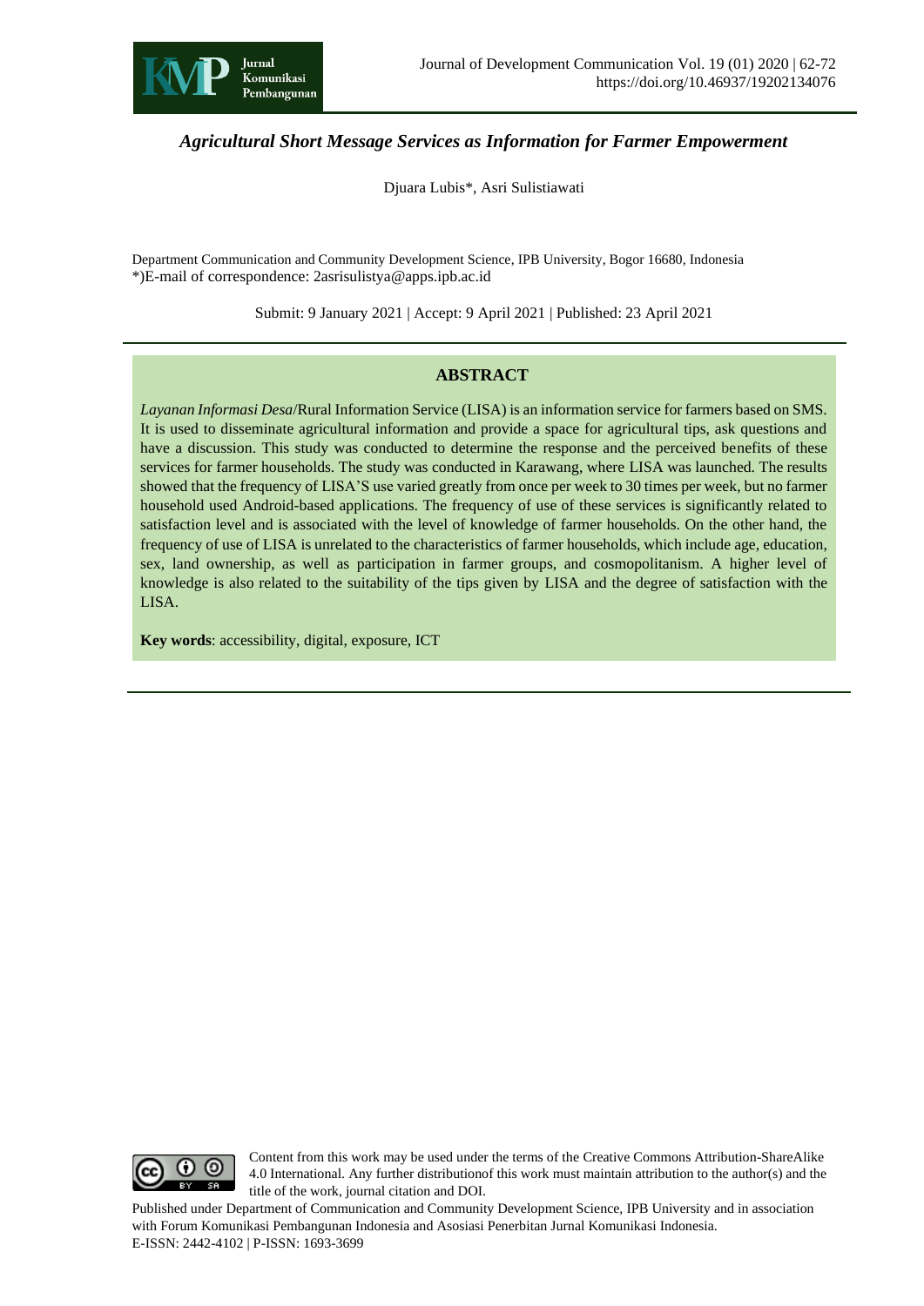# *Agricultural Short Message Services as Information for Farmer Empowerment*

Djuara Lubis*, Asri Sulistiawati

Department Communication and Community Development Science, IPB University, Bogor 16680, Indonesia
*)E-mail of correspondence: 2asrisulistya@apps.ipb.ac.id

Submit: 9 January 2021 | Accept: 9 April 2021 | Published: 23 April 2021

## ABSTRACT

*Layanan Informasi Desa*/Rural Information Service (LISA) is an information service for farmers based on SMS. It is used to disseminate agricultural information and provide a space for agricultural tips, ask questions and have a discussion. This study was conducted to determine the response and the perceived benefits of these services for farmer households. The study was conducted in Karawang, where LISA was launched. The results showed that the frequency of LISA'S use varied greatly from once per week to 30 times per week, but no farmer household used Android-based applications. The frequency of use of these services is significantly related to satisfaction level and is associated with the level of knowledge of farmer households. On the other hand, the frequency of use of LISA is unrelated to the characteristics of farmer households, which include age, education, sex, land ownership, as well as participation in farmer groups, and cosmopolitanism. A higher level of knowledge is also related to the suitability of the tips given by LISA and the degree of satisfaction with the LISA.

**Key words**: accessibility, digital, exposure, ICT

Content from this work may be used under the terms of the Creative Commons Attribution-ShareAlike 4.0 International. Any further distributionof this work must maintain attribution to the author(s) and the title of the work, journal citation and DOI.

Published under Department of Communication and Community Development Science, IPB University and in association with Forum Komunikasi Pembangunan Indonesia and Asosiasi Penerbitan Jurnal Komunikasi Indonesia.
E-ISSN: 2442-4102 | P-ISSN: 1693-3699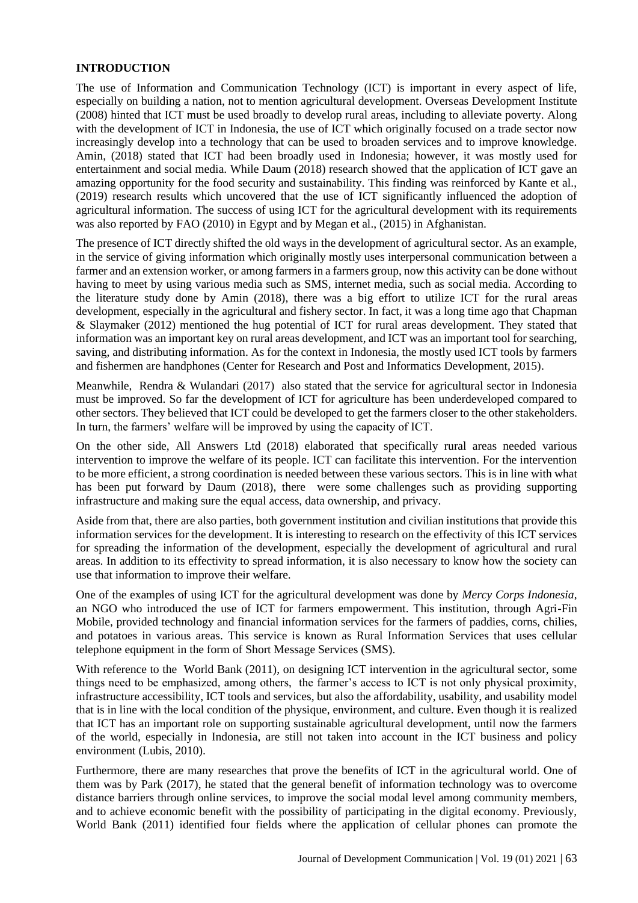## INTRODUCTION

The use of Information and Communication Technology (ICT) is important in every aspect of life, especially on building a nation, not to mention agricultural development. Overseas Development Institute (2008) hinted that ICT must be used broadly to develop rural areas, including to alleviate poverty. Along with the development of ICT in Indonesia, the use of ICT which originally focused on a trade sector now increasingly develop into a technology that can be used to broaden services and to improve knowledge. Amin, (2018) stated that ICT had been broadly used in Indonesia; however, it was mostly used for entertainment and social media. While Daum (2018) research showed that the application of ICT gave an amazing opportunity for the food security and sustainability. This finding was reinforced by Kante et al., (2019) research results which uncovered that the use of ICT significantly influenced the adoption of agricultural information. The success of using ICT for the agricultural development with its requirements was also reported by FAO (2010) in Egypt and by Megan et al., (2015) in Afghanistan.

The presence of ICT directly shifted the old ways in the development of agricultural sector. As an example, in the service of giving information which originally mostly uses interpersonal communication between a farmer and an extension worker, or among farmers in a farmers group, now this activity can be done without having to meet by using various media such as SMS, internet media, such as social media. According to the literature study done by Amin (2018), there was a big effort to utilize ICT for the rural areas development, especially in the agricultural and fishery sector. In fact, it was a long time ago that Chapman & Slaymaker (2012) mentioned the hug potential of ICT for rural areas development. They stated that information was an important key on rural areas development, and ICT was an important tool for searching, saving, and distributing information. As for the context in Indonesia, the mostly used ICT tools by farmers and fishermen are handphones (Center for Research and Post and Informatics Development, 2015).

Meanwhile, Rendra & Wulandari (2017) also stated that the service for agricultural sector in Indonesia must be improved. So far the development of ICT for agriculture has been underdeveloped compared to other sectors. They believed that ICT could be developed to get the farmers closer to the other stakeholders. In turn, the farmers' welfare will be improved by using the capacity of ICT.

On the other side, All Answers Ltd (2018) elaborated that specifically rural areas needed various intervention to improve the welfare of its people. ICT can facilitate this intervention. For the intervention to be more efficient, a strong coordination is needed between these various sectors. This is in line with what has been put forward by Daum (2018), there were some challenges such as providing supporting infrastructure and making sure the equal access, data ownership, and privacy.

Aside from that, there are also parties, both government institution and civilian institutions that provide this information services for the development. It is interesting to research on the effectivity of this ICT services for spreading the information of the development, especially the development of agricultural and rural areas. In addition to its effectivity to spread information, it is also necessary to know how the society can use that information to improve their welfare.

One of the examples of using ICT for the agricultural development was done by *Mercy Corps Indonesia*, an NGO who introduced the use of ICT for farmers empowerment. This institution, through Agri-Fin Mobile, provided technology and financial information services for the farmers of paddies, corns, chilies, and potatoes in various areas. This service is known as Rural Information Services that uses cellular telephone equipment in the form of Short Message Services (SMS).

With reference to the World Bank (2011), on designing ICT intervention in the agricultural sector, some things need to be emphasized, among others, the farmer's access to ICT is not only physical proximity, infrastructure accessibility, ICT tools and services, but also the affordability, usability, and usability model that is in line with the local condition of the physique, environment, and culture. Even though it is realized that ICT has an important role on supporting sustainable agricultural development, until now the farmers of the world, especially in Indonesia, are still not taken into account in the ICT business and policy environment (Lubis, 2010).

Furthermore, there are many researches that prove the benefits of ICT in the agricultural world. One of them was by Park (2017), he stated that the general benefit of information technology was to overcome distance barriers through online services, to improve the social modal level among community members, and to achieve economic benefit with the possibility of participating in the digital economy. Previously, World Bank (2011) identified four fields where the application of cellular phones can promote the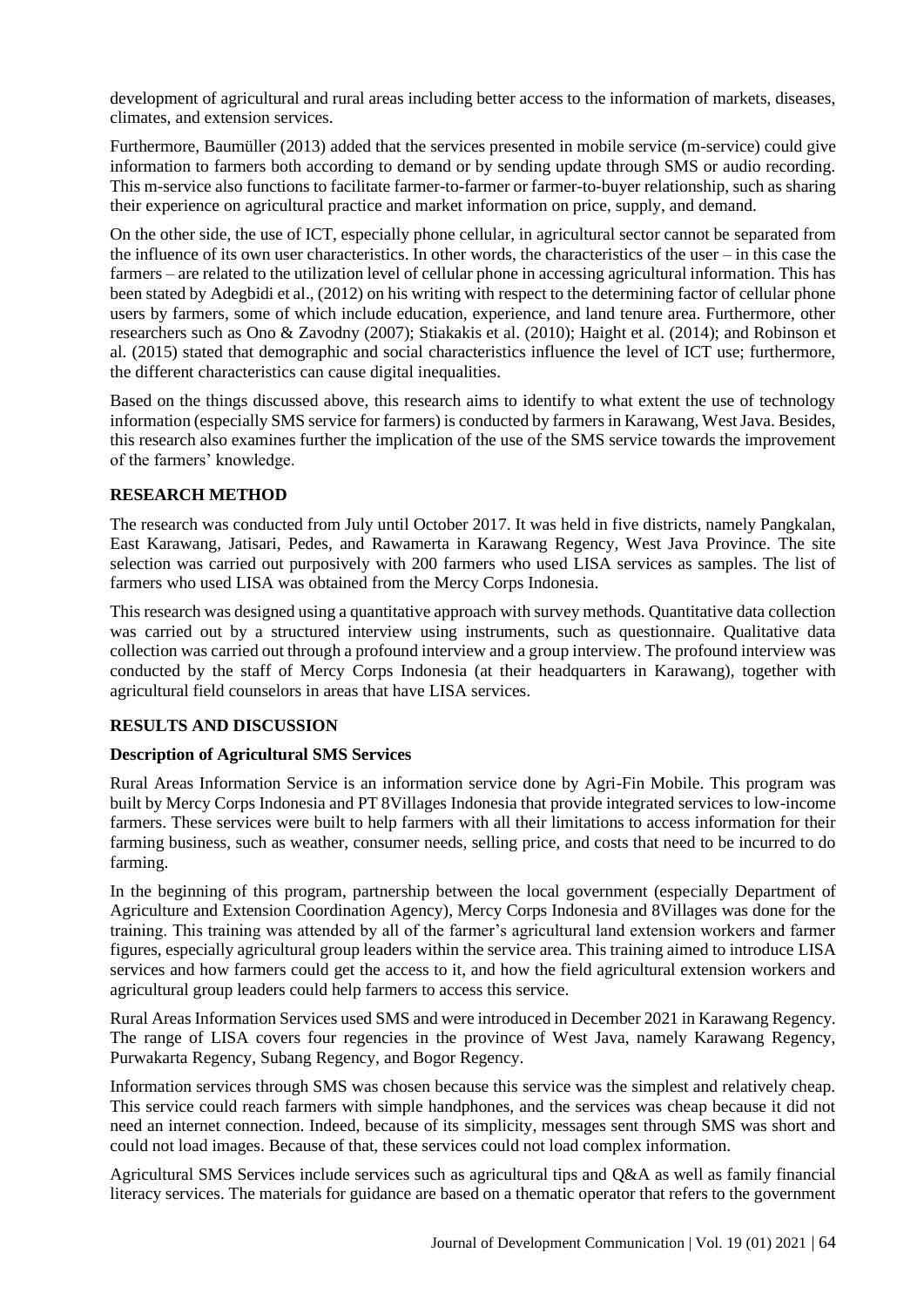development of agricultural and rural areas including better access to the information of markets, diseases, climates, and extension services.

Furthermore, Baumüller (2013) added that the services presented in mobile service (m-service) could give information to farmers both according to demand or by sending update through SMS or audio recording. This m-service also functions to facilitate farmer-to-farmer or farmer-to-buyer relationship, such as sharing their experience on agricultural practice and market information on price, supply, and demand.

On the other side, the use of ICT, especially phone cellular, in agricultural sector cannot be separated from the influence of its own user characteristics. In other words, the characteristics of the user – in this case the farmers – are related to the utilization level of cellular phone in accessing agricultural information. This has been stated by Adegbidi et al., (2012) on his writing with respect to the determining factor of cellular phone users by farmers, some of which include education, experience, and land tenure area. Furthermore, other researchers such as Ono & Zavodny (2007); Stiakakis et al. (2010); Haight et al. (2014); and Robinson et al. (2015) stated that demographic and social characteristics influence the level of ICT use; furthermore, the different characteristics can cause digital inequalities.

Based on the things discussed above, this research aims to identify to what extent the use of technology information (especially SMS service for farmers) is conducted by farmers in Karawang, West Java. Besides, this research also examines further the implication of the use of the SMS service towards the improvement of the farmers' knowledge.

## RESEARCH METHOD

The research was conducted from July until October 2017. It was held in five districts, namely Pangkalan, East Karawang, Jatisari, Pedes, and Rawamerta in Karawang Regency, West Java Province. The site selection was carried out purposively with 200 farmers who used LISA services as samples. The list of farmers who used LISA was obtained from the Mercy Corps Indonesia.

This research was designed using a quantitative approach with survey methods. Quantitative data collection was carried out by a structured interview using instruments, such as questionnaire. Qualitative data collection was carried out through a profound interview and a group interview. The profound interview was conducted by the staff of Mercy Corps Indonesia (at their headquarters in Karawang), together with agricultural field counselors in areas that have LISA services.

## RESULTS AND DISCUSSION

### Description of Agricultural SMS Services

Rural Areas Information Service is an information service done by Agri-Fin Mobile. This program was built by Mercy Corps Indonesia and PT 8Villages Indonesia that provide integrated services to low-income farmers. These services were built to help farmers with all their limitations to access information for their farming business, such as weather, consumer needs, selling price, and costs that need to be incurred to do farming.

In the beginning of this program, partnership between the local government (especially Department of Agriculture and Extension Coordination Agency), Mercy Corps Indonesia and 8Villages was done for the training. This training was attended by all of the farmer's agricultural land extension workers and farmer figures, especially agricultural group leaders within the service area. This training aimed to introduce LISA services and how farmers could get the access to it, and how the field agricultural extension workers and agricultural group leaders could help farmers to access this service.

Rural Areas Information Services used SMS and were introduced in December 2021 in Karawang Regency. The range of LISA covers four regencies in the province of West Java, namely Karawang Regency, Purwakarta Regency, Subang Regency, and Bogor Regency.

Information services through SMS was chosen because this service was the simplest and relatively cheap. This service could reach farmers with simple handphones, and the services was cheap because it did not need an internet connection. Indeed, because of its simplicity, messages sent through SMS was short and could not load images. Because of that, these services could not load complex information.

Agricultural SMS Services include services such as agricultural tips and Q&A as well as family financial literacy services. The materials for guidance are based on a thematic operator that refers to the government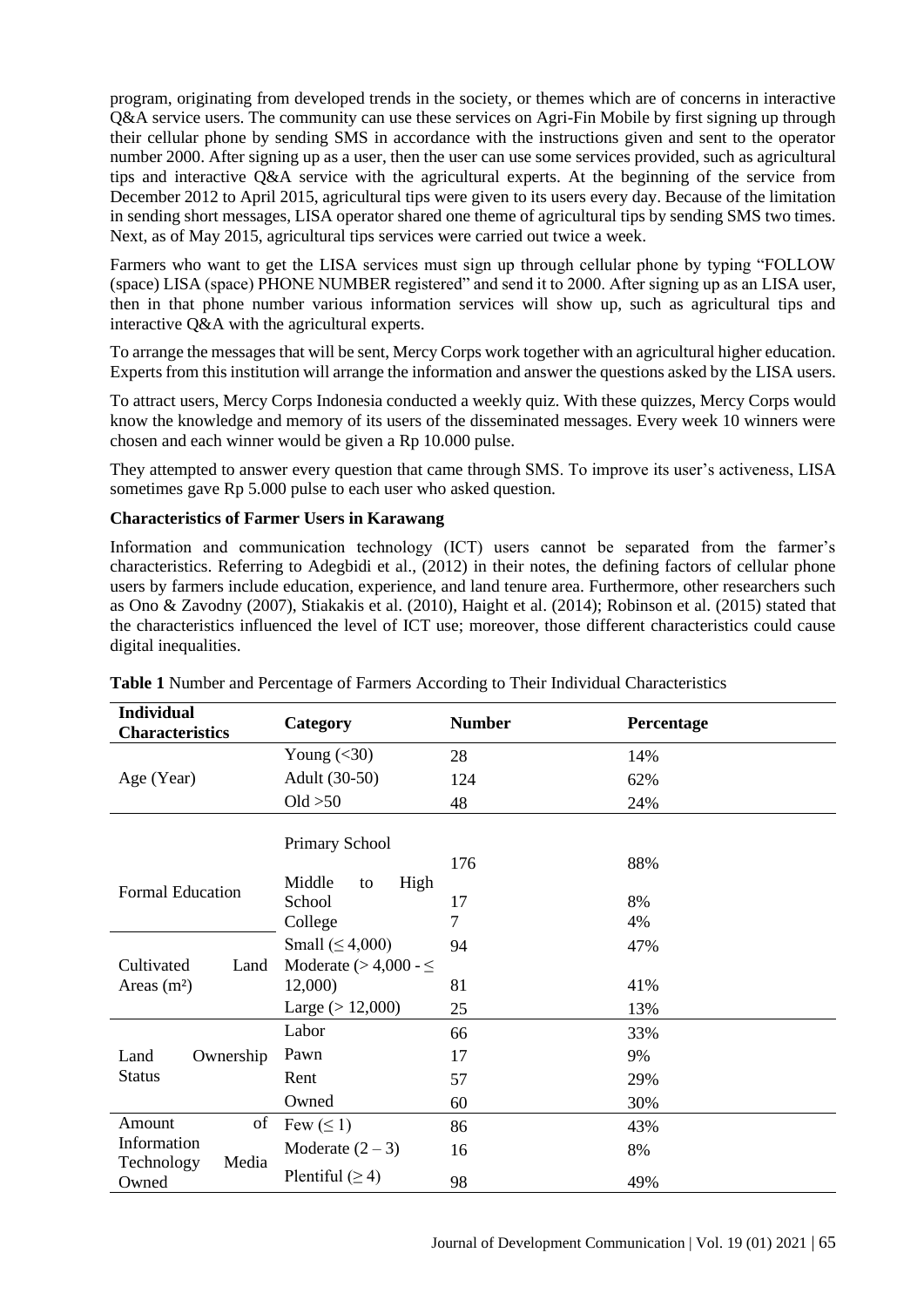program, originating from developed trends in the society, or themes which are of concerns in interactive Q&A service users. The community can use these services on Agri-Fin Mobile by first signing up through their cellular phone by sending SMS in accordance with the instructions given and sent to the operator number 2000. After signing up as a user, then the user can use some services provided, such as agricultural tips and interactive Q&A service with the agricultural experts. At the beginning of the service from December 2012 to April 2015, agricultural tips were given to its users every day. Because of the limitation in sending short messages, LISA operator shared one theme of agricultural tips by sending SMS two times. Next, as of May 2015, agricultural tips services were carried out twice a week.

Farmers who want to get the LISA services must sign up through cellular phone by typing "FOLLOW (space) LISA (space) PHONE NUMBER registered" and send it to 2000. After signing up as an LISA user, then in that phone number various information services will show up, such as agricultural tips and interactive Q&A with the agricultural experts.

To arrange the messages that will be sent, Mercy Corps work together with an agricultural higher education. Experts from this institution will arrange the information and answer the questions asked by the LISA users.

To attract users, Mercy Corps Indonesia conducted a weekly quiz. With these quizzes, Mercy Corps would know the knowledge and memory of its users of the disseminated messages. Every week 10 winners were chosen and each winner would be given a Rp 10.000 pulse.

They attempted to answer every question that came through SMS. To improve its user's activeness, LISA sometimes gave Rp 5.000 pulse to each user who asked question.

**Characteristics of Farmer Users in Karawang**

Information and communication technology (ICT) users cannot be separated from the farmer's characteristics. Referring to Adegbidi et al., (2012) in their notes, the defining factors of cellular phone users by farmers include education, experience, and land tenure area. Furthermore, other researchers such as Ono & Zavodny (2007), Stiakakis et al. (2010), Haight et al. (2014); Robinson et al. (2015) stated that the characteristics influenced the level of ICT use; moreover, those different characteristics could cause digital inequalities.

**Table 1** Number and Percentage of Farmers According to Their Individual Characteristics

| Individual Characteristics | Category | Number | Percentage |
|---|---|---|---|
| Age (Year) | Young (<30) | 28 | 14% |
| | Adult (30-50) | 124 | 62% |
| | Old >50 | 48 | 24% |
| Formal Education | Primary School | 176 | 88% |
| | Middle to High School | 17 | 8% |
| | College | 7 | 4% |
| Cultivated Land Areas ($m^2$) | Small (≤ 4,000) | 94 | 47% |
| | Moderate (> 4,000 - ≤ 12,000) | 81 | 41% |
| | Large (> 12,000) | 25 | 13% |
| Land Ownership Status | Labor | 66 | 33% |
| | Pawn | 17 | 9% |
| | Rent | 57 | 29% |
| | Owned | 60 | 30% |
| Amount of Information Technology Media Owned | Few (≤ 1) | 86 | 43% |
| | Moderate (2 – 3) | 16 | 8% |
| | Plentiful (≥ 4) | 98 | 49% |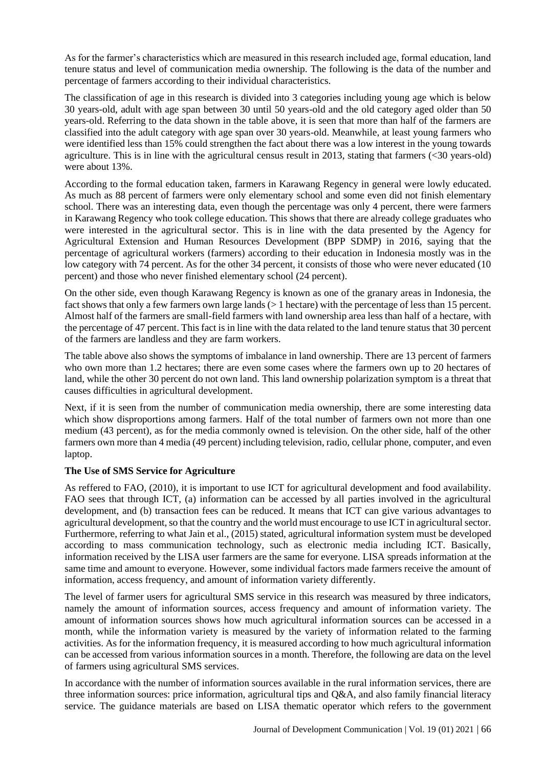As for the farmer's characteristics which are measured in this research included age, formal education, land tenure status and level of communication media ownership. The following is the data of the number and percentage of farmers according to their individual characteristics.

The classification of age in this research is divided into 3 categories including young age which is below 30 years-old, adult with age span between 30 until 50 years-old and the old category aged older than 50 years-old. Referring to the data shown in the table above, it is seen that more than half of the farmers are classified into the adult category with age span over 30 years-old. Meanwhile, at least young farmers who were identified less than 15% could strengthen the fact about there was a low interest in the young towards agriculture. This is in line with the agricultural census result in 2013, stating that farmers (<30 years-old) were about 13%.

According to the formal education taken, farmers in Karawang Regency in general were lowly educated. As much as 88 percent of farmers were only elementary school and some even did not finish elementary school. There was an interesting data, even though the percentage was only 4 percent, there were farmers in Karawang Regency who took college education. This shows that there are already college graduates who were interested in the agricultural sector. This is in line with the data presented by the Agency for Agricultural Extension and Human Resources Development (BPP SDMP) in 2016, saying that the percentage of agricultural workers (farmers) according to their education in Indonesia mostly was in the low category with 74 percent. As for the other 34 percent, it consists of those who were never educated (10 percent) and those who never finished elementary school (24 percent).

On the other side, even though Karawang Regency is known as one of the granary areas in Indonesia, the fact shows that only a few farmers own large lands (> 1 hectare) with the percentage of less than 15 percent. Almost half of the farmers are small-field farmers with land ownership area less than half of a hectare, with the percentage of 47 percent. This fact is in line with the data related to the land tenure status that 30 percent of the farmers are landless and they are farm workers.

The table above also shows the symptoms of imbalance in land ownership. There are 13 percent of farmers who own more than 1.2 hectares; there are even some cases where the farmers own up to 20 hectares of land, while the other 30 percent do not own land. This land ownership polarization symptom is a threat that causes difficulties in agricultural development.

Next, if it is seen from the number of communication media ownership, there are some interesting data which show disproportions among farmers. Half of the total number of farmers own not more than one medium (43 percent), as for the media commonly owned is television. On the other side, half of the other farmers own more than 4 media (49 percent) including television, radio, cellular phone, computer, and even laptop.

**The Use of SMS Service for Agriculture**

As reffered to FAO, (2010), it is important to use ICT for agricultural development and food availability. FAO sees that through ICT, (a) information can be accessed by all parties involved in the agricultural development, and (b) transaction fees can be reduced. It means that ICT can give various advantages to agricultural development, so that the country and the world must encourage to use ICT in agricultural sector. Furthermore, referring to what Jain et al., (2015) stated, agricultural information system must be developed according to mass communication technology, such as electronic media including ICT. Basically, information received by the LISA user farmers are the same for everyone. LISA spreads information at the same time and amount to everyone. However, some individual factors made farmers receive the amount of information, access frequency, and amount of information variety differently.

The level of farmer users for agricultural SMS service in this research was measured by three indicators, namely the amount of information sources, access frequency and amount of information variety. The amount of information sources shows how much agricultural information sources can be accessed in a month, while the information variety is measured by the variety of information related to the farming activities. As for the information frequency, it is measured according to how much agricultural information can be accessed from various information sources in a month. Therefore, the following are data on the level of farmers using agricultural SMS services.

In accordance with the number of information sources available in the rural information services, there are three information sources: price information, agricultural tips and Q&A, and also family financial literacy service. The guidance materials are based on LISA thematic operator which refers to the government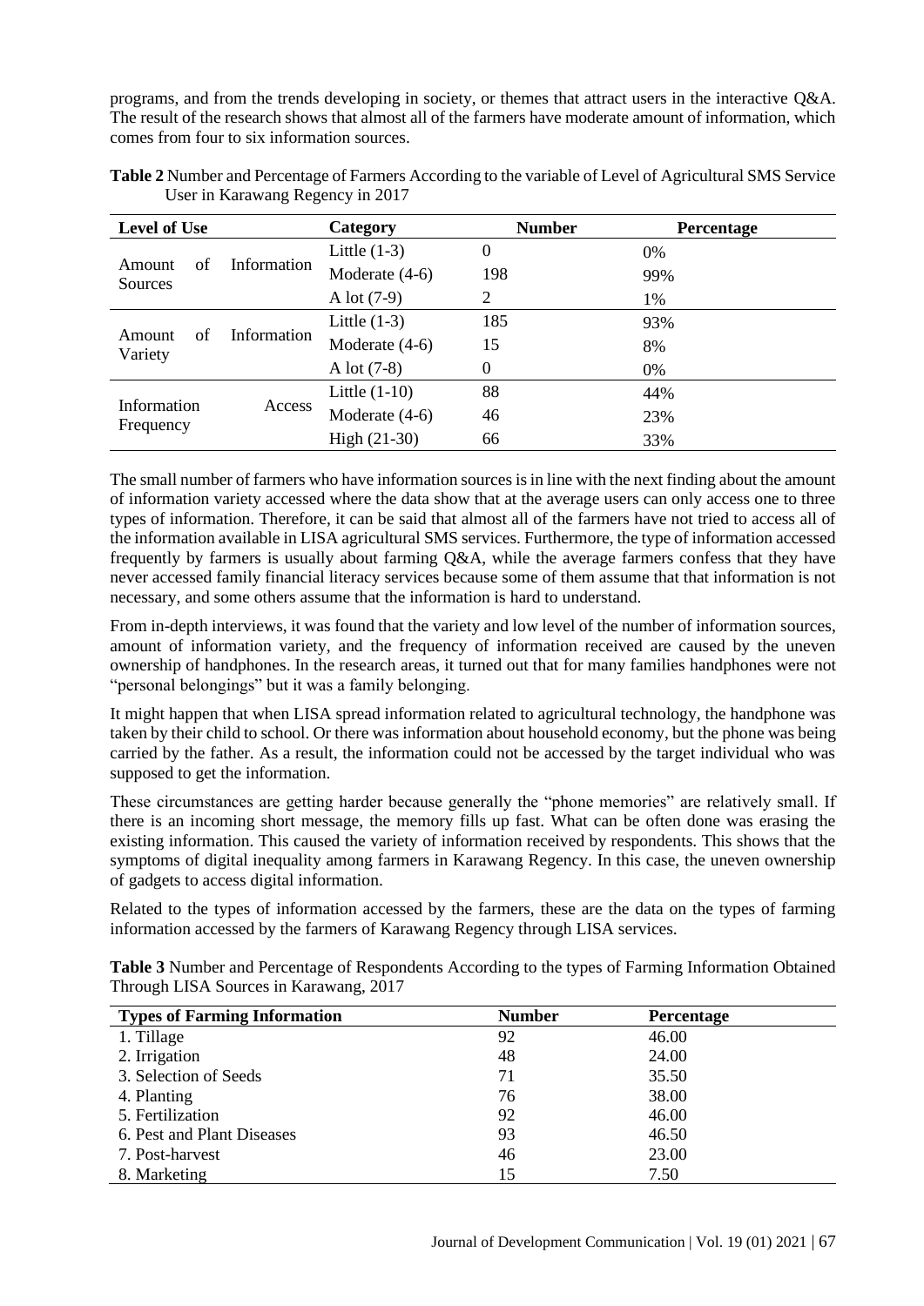programs, and from the trends developing in society, or themes that attract users in the interactive Q&A. The result of the research shows that almost all of the farmers have moderate amount of information, which comes from four to six information sources.

**Table 2** Number and Percentage of Farmers According to the variable of Level of Agricultural SMS Service User in Karawang Regency in 2017

| Level of Use | Category | Number | Percentage |
|---|---|---|---|
| Amount of Information Sources | Little (1-3) | 0 | 0% |
| | Moderate (4-6) | 198 | 99% |
| | A lot (7-9) | 2 | 1% |
| Amount of Information Variety | Little (1-3) | 185 | 93% |
| | Moderate (4-6) | 15 | 8% |
| | A lot (7-8) | 0 | 0% |
| Information Access Frequency | Little (1-10) | 88 | 44% |
| | Moderate (4-6) | 46 | 23% |
| | High (21-30) | 66 | 33% |

The small number of farmers who have information sources is in line with the next finding about the amount of information variety accessed where the data show that at the average users can only access one to three types of information. Therefore, it can be said that almost all of the farmers have not tried to access all of the information available in LISA agricultural SMS services. Furthermore, the type of information accessed frequently by farmers is usually about farming Q&A, while the average farmers confess that they have never accessed family financial literacy services because some of them assume that that information is not necessary, and some others assume that the information is hard to understand.

From in-depth interviews, it was found that the variety and low level of the number of information sources, amount of information variety, and the frequency of information received are caused by the uneven ownership of handphones. In the research areas, it turned out that for many families handphones were not "personal belongings" but it was a family belonging.

It might happen that when LISA spread information related to agricultural technology, the handphone was taken by their child to school. Or there was information about household economy, but the phone was being carried by the father. As a result, the information could not be accessed by the target individual who was supposed to get the information.

These circumstances are getting harder because generally the "phone memories" are relatively small. If there is an incoming short message, the memory fills up fast. What can be often done was erasing the existing information. This caused the variety of information received by respondents. This shows that the symptoms of digital inequality among farmers in Karawang Regency. In this case, the uneven ownership of gadgets to access digital information.

Related to the types of information accessed by the farmers, these are the data on the types of farming information accessed by the farmers of Karawang Regency through LISA services.

**Table 3** Number and Percentage of Respondents According to the types of Farming Information Obtained Through LISA Sources in Karawang, 2017

| Types of Farming Information | Number | Percentage |
|---|---|---|
| 1. Tillage | 92 | 46.00 |
| 2. Irrigation | 48 | 24.00 |
| 3. Selection of Seeds | 71 | 35.50 |
| 4. Planting | 76 | 38.00 |
| 5. Fertilization | 92 | 46.00 |
| 6. Pest and Plant Diseases | 93 | 46.50 |
| 7. Post-harvest | 46 | 23.00 |
| 8. Marketing | 15 | 7.50 |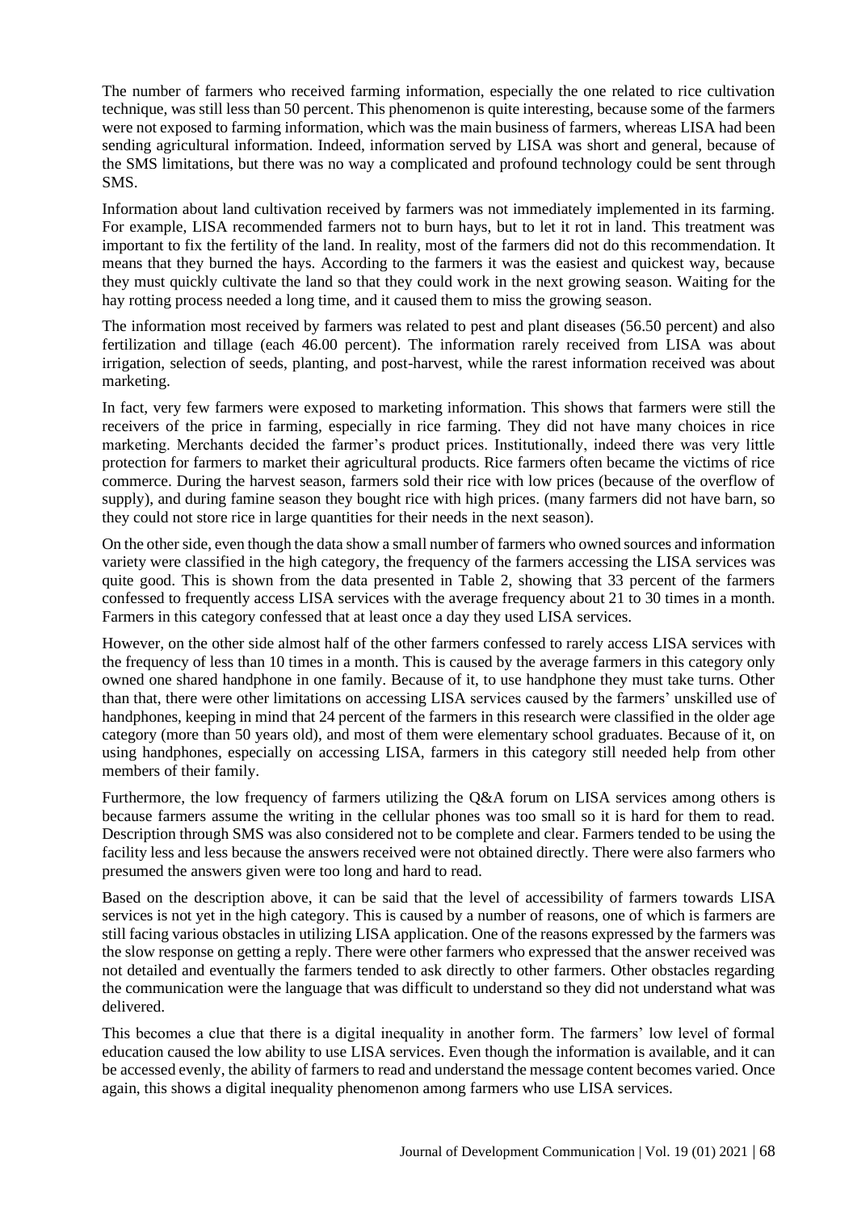The number of farmers who received farming information, especially the one related to rice cultivation technique, was still less than 50 percent. This phenomenon is quite interesting, because some of the farmers were not exposed to farming information, which was the main business of farmers, whereas LISA had been sending agricultural information. Indeed, information served by LISA was short and general, because of the SMS limitations, but there was no way a complicated and profound technology could be sent through SMS.

Information about land cultivation received by farmers was not immediately implemented in its farming. For example, LISA recommended farmers not to burn hays, but to let it rot in land. This treatment was important to fix the fertility of the land. In reality, most of the farmers did not do this recommendation. It means that they burned the hays. According to the farmers it was the easiest and quickest way, because they must quickly cultivate the land so that they could work in the next growing season. Waiting for the hay rotting process needed a long time, and it caused them to miss the growing season.

The information most received by farmers was related to pest and plant diseases (56.50 percent) and also fertilization and tillage (each 46.00 percent). The information rarely received from LISA was about irrigation, selection of seeds, planting, and post-harvest, while the rarest information received was about marketing.

In fact, very few farmers were exposed to marketing information. This shows that farmers were still the receivers of the price in farming, especially in rice farming. They did not have many choices in rice marketing. Merchants decided the farmer's product prices. Institutionally, indeed there was very little protection for farmers to market their agricultural products. Rice farmers often became the victims of rice commerce. During the harvest season, farmers sold their rice with low prices (because of the overflow of supply), and during famine season they bought rice with high prices. (many farmers did not have barn, so they could not store rice in large quantities for their needs in the next season).

On the other side, even though the data show a small number of farmers who owned sources and information variety were classified in the high category, the frequency of the farmers accessing the LISA services was quite good. This is shown from the data presented in Table 2, showing that 33 percent of the farmers confessed to frequently access LISA services with the average frequency about 21 to 30 times in a month. Farmers in this category confessed that at least once a day they used LISA services.

However, on the other side almost half of the other farmers confessed to rarely access LISA services with the frequency of less than 10 times in a month. This is caused by the average farmers in this category only owned one shared handphone in one family. Because of it, to use handphone they must take turns. Other than that, there were other limitations on accessing LISA services caused by the farmers' unskilled use of handphones, keeping in mind that 24 percent of the farmers in this research were classified in the older age category (more than 50 years old), and most of them were elementary school graduates. Because of it, on using handphones, especially on accessing LISA, farmers in this category still needed help from other members of their family.

Furthermore, the low frequency of farmers utilizing the Q&A forum on LISA services among others is because farmers assume the writing in the cellular phones was too small so it is hard for them to read. Description through SMS was also considered not to be complete and clear. Farmers tended to be using the facility less and less because the answers received were not obtained directly. There were also farmers who presumed the answers given were too long and hard to read.

Based on the description above, it can be said that the level of accessibility of farmers towards LISA services is not yet in the high category. This is caused by a number of reasons, one of which is farmers are still facing various obstacles in utilizing LISA application. One of the reasons expressed by the farmers was the slow response on getting a reply. There were other farmers who expressed that the answer received was not detailed and eventually the farmers tended to ask directly to other farmers. Other obstacles regarding the communication were the language that was difficult to understand so they did not understand what was delivered.

This becomes a clue that there is a digital inequality in another form. The farmers' low level of formal education caused the low ability to use LISA services. Even though the information is available, and it can be accessed evenly, the ability of farmers to read and understand the message content becomes varied. Once again, this shows a digital inequality phenomenon among farmers who use LISA services.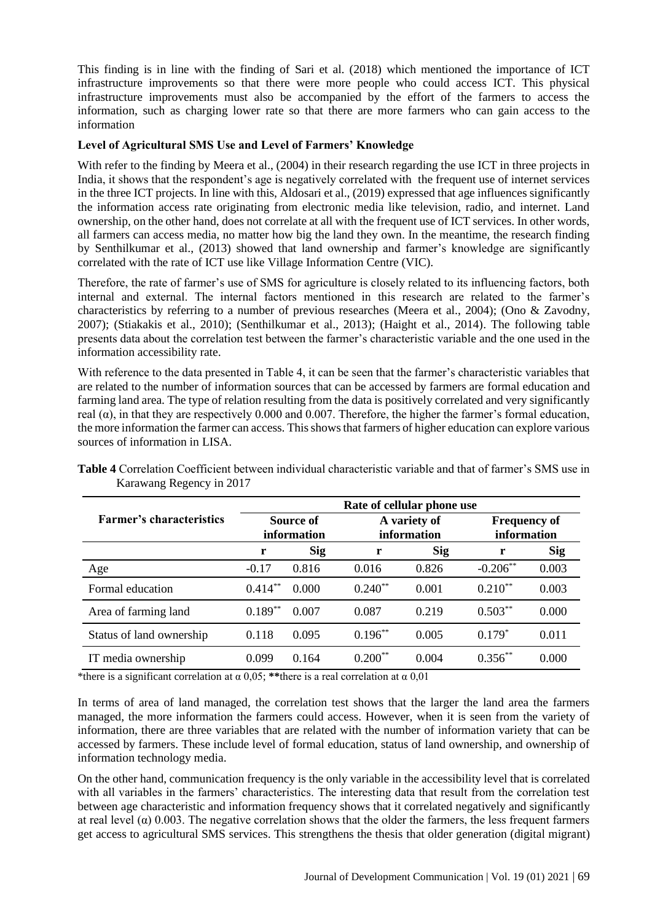This finding is in line with the finding of Sari et al. (2018) which mentioned the importance of ICT infrastructure improvements so that there were more people who could access ICT. This physical infrastructure improvements must also be accompanied by the effort of the farmers to access the information, such as charging lower rate so that there are more farmers who can gain access to the information

**Level of Agricultural SMS Use and Level of Farmers' Knowledge**

With refer to the finding by Meera et al., (2004) in their research regarding the use ICT in three projects in India, it shows that the respondent's age is negatively correlated with the frequent use of internet services in the three ICT projects. In line with this, Aldosari et al., (2019) expressed that age influences significantly the information access rate originating from electronic media like television, radio, and internet. Land ownership, on the other hand, does not correlate at all with the frequent use of ICT services. In other words, all farmers can access media, no matter how big the land they own. In the meantime, the research finding by Senthilkumar et al., (2013) showed that land ownership and farmer's knowledge are significantly correlated with the rate of ICT use like Village Information Centre (VIC).

Therefore, the rate of farmer's use of SMS for agriculture is closely related to its influencing factors, both internal and external. The internal factors mentioned in this research are related to the farmer's characteristics by referring to a number of previous researches (Meera et al., 2004); (Ono & Zavodny, 2007); (Stiakakis et al., 2010); (Senthilkumar et al., 2013); (Haight et al., 2014). The following table presents data about the correlation test between the farmer's characteristic variable and the one used in the information accessibility rate.

With reference to the data presented in Table 4, it can be seen that the farmer's characteristic variables that are related to the number of information sources that can be accessed by farmers are formal education and farming land area. The type of relation resulting from the data is positively correlated and very significantly real (α), in that they are respectively 0.000 and 0.007. Therefore, the higher the farmer's formal education, the more information the farmer can access. This shows that farmers of higher education can explore various sources of information in LISA.

**Table 4** Correlation Coefficient between individual characteristic variable and that of farmer's SMS use in Karawang Regency in 2017

| Farmer's characteristics | Rate of cellular phone use | | | | | |
|---|---|---|---|---|---|---|
| | Source of information | | A variety of information | | Frequency of information | |
| | r | Sig | r | Sig | r | Sig |
| Age | -0.17 | 0.816 | 0.016 | 0.826 | -0.206** | 0.003 |
| Formal education | 0.414** | 0.000 | 0.240** | 0.001 | 0.210** | 0.003 |
| Area of farming land | 0.189** | 0.007 | 0.087 | 0.219 | 0.503** | 0.000 |
| Status of land ownership | 0.118 | 0.095 | 0.196** | 0.005 | 0.179* | 0.011 |
| IT media ownership | 0.099 | 0.164 | 0.200** | 0.004 | 0.356** | 0.000 |

*there is a significant correlation at α 0,05; **there is a real correlation at α 0,01

In terms of area of land managed, the correlation test shows that the larger the land area the farmers managed, the more information the farmers could access. However, when it is seen from the variety of information, there are three variables that are related with the number of information variety that can be accessed by farmers. These include level of formal education, status of land ownership, and ownership of information technology media.

On the other hand, communication frequency is the only variable in the accessibility level that is correlated with all variables in the farmers' characteristics. The interesting data that result from the correlation test between age characteristic and information frequency shows that it correlated negatively and significantly at real level (α) 0.003. The negative correlation shows that the older the farmers, the less frequent farmers get access to agricultural SMS services. This strengthens the thesis that older generation (digital migrant)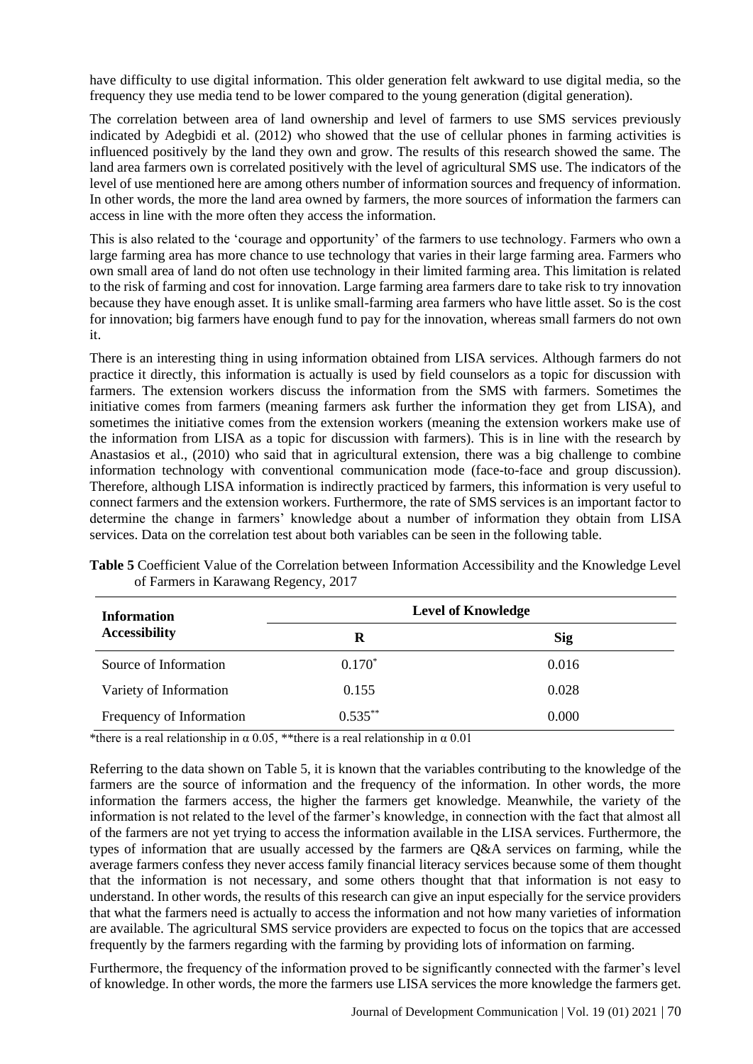have difficulty to use digital information. This older generation felt awkward to use digital media, so the frequency they use media tend to be lower compared to the young generation (digital generation).

The correlation between area of land ownership and level of farmers to use SMS services previously indicated by Adegbidi et al. (2012) who showed that the use of cellular phones in farming activities is influenced positively by the land they own and grow. The results of this research showed the same. The land area farmers own is correlated positively with the level of agricultural SMS use. The indicators of the level of use mentioned here are among others number of information sources and frequency of information. In other words, the more the land area owned by farmers, the more sources of information the farmers can access in line with the more often they access the information.

This is also related to the 'courage and opportunity' of the farmers to use technology. Farmers who own a large farming area has more chance to use technology that varies in their large farming area. Farmers who own small area of land do not often use technology in their limited farming area. This limitation is related to the risk of farming and cost for innovation. Large farming area farmers dare to take risk to try innovation because they have enough asset. It is unlike small-farming area farmers who have little asset. So is the cost for innovation; big farmers have enough fund to pay for the innovation, whereas small farmers do not own it.

There is an interesting thing in using information obtained from LISA services. Although farmers do not practice it directly, this information is actually is used by field counselors as a topic for discussion with farmers. The extension workers discuss the information from the SMS with farmers. Sometimes the initiative comes from farmers (meaning farmers ask further the information they get from LISA), and sometimes the initiative comes from the extension workers (meaning the extension workers make use of the information from LISA as a topic for discussion with farmers). This is in line with the research by Anastasios et al., (2010) who said that in agricultural extension, there was a big challenge to combine information technology with conventional communication mode (face-to-face and group discussion). Therefore, although LISA information is indirectly practiced by farmers, this information is very useful to connect farmers and the extension workers. Furthermore, the rate of SMS services is an important factor to determine the change in farmers' knowledge about a number of information they obtain from LISA services. Data on the correlation test about both variables can be seen in the following table.

**Table 5** Coefficient Value of the Correlation between Information Accessibility and the Knowledge Level of Farmers in Karawang Regency, 2017

| Information Accessibility | Level of Knowledge | |
|---|---|---|
| | **R** | **Sig** |
| Source of Information | 0.170* | 0.016 |
| Variety of Information | 0.155 | 0.028 |
| Frequency of Information | 0.535** | 0.000 |

*there is a real relationship in α 0.05, **there is a real relationship in α 0.01

Referring to the data shown on Table 5, it is known that the variables contributing to the knowledge of the farmers are the source of information and the frequency of the information. In other words, the more information the farmers access, the higher the farmers get knowledge. Meanwhile, the variety of the information is not related to the level of the farmer's knowledge, in connection with the fact that almost all of the farmers are not yet trying to access the information available in the LISA services. Furthermore, the types of information that are usually accessed by the farmers are Q&A services on farming, while the average farmers confess they never access family financial literacy services because some of them thought that the information is not necessary, and some others thought that that information is not easy to understand. In other words, the results of this research can give an input especially for the service providers that what the farmers need is actually to access the information and not how many varieties of information are available. The agricultural SMS service providers are expected to focus on the topics that are accessed frequently by the farmers regarding with the farming by providing lots of information on farming.

Furthermore, the frequency of the information proved to be significantly connected with the farmer's level of knowledge. In other words, the more the farmers use LISA services the more knowledge the farmers get.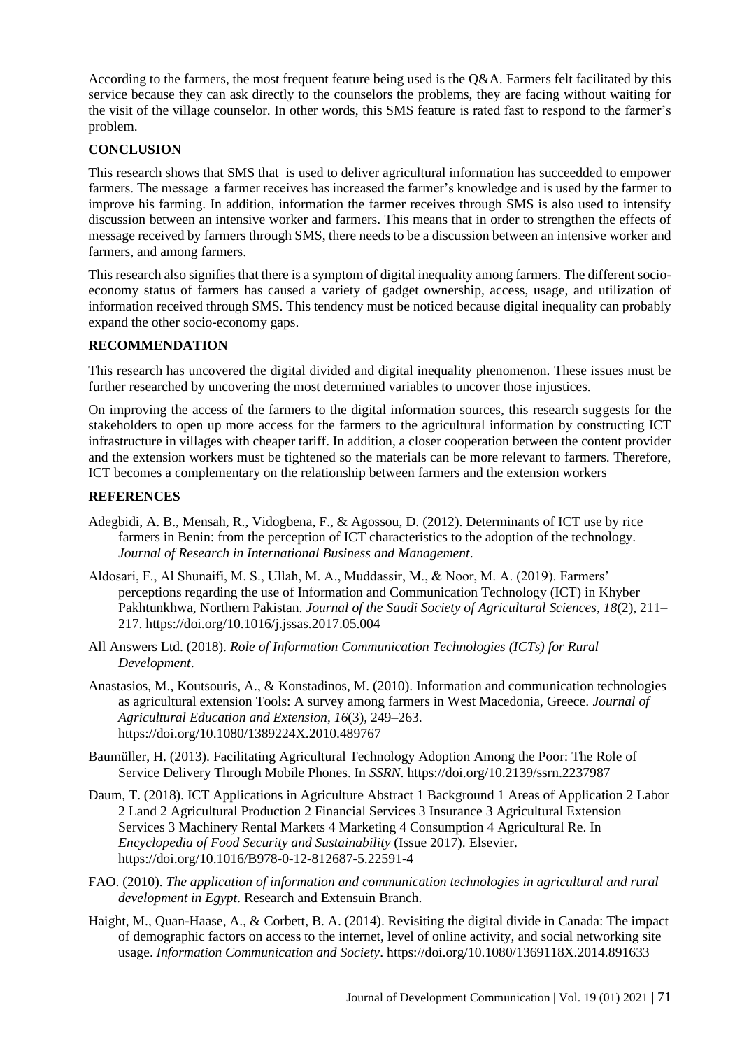According to the farmers, the most frequent feature being used is the Q&A. Farmers felt facilitated by this service because they can ask directly to the counselors the problems, they are facing without waiting for the visit of the village counselor. In other words, this SMS feature is rated fast to respond to the farmer's problem.

## CONCLUSION

This research shows that SMS that is used to deliver agricultural information has succeedded to empower farmers. The message a farmer receives has increased the farmer's knowledge and is used by the farmer to improve his farming. In addition, information the farmer receives through SMS is also used to intensify discussion between an intensive worker and farmers. This means that in order to strengthen the effects of message received by farmers through SMS, there needs to be a discussion between an intensive worker and farmers, and among farmers.

This research also signifies that there is a symptom of digital inequality among farmers. The different socio-economy status of farmers has caused a variety of gadget ownership, access, usage, and utilization of information received through SMS. This tendency must be noticed because digital inequality can probably expand the other socio-economy gaps.

## RECOMMENDATION

This research has uncovered the digital divided and digital inequality phenomenon. These issues must be further researched by uncovering the most determined variables to uncover those injustices.

On improving the access of the farmers to the digital information sources, this research suggests for the stakeholders to open up more access for the farmers to the agricultural information by constructing ICT infrastructure in villages with cheaper tariff. In addition, a closer cooperation between the content provider and the extension workers must be tightened so the materials can be more relevant to farmers. Therefore, ICT becomes a complementary on the relationship between farmers and the extension workers

## REFERENCES

Adegbidi, A. B., Mensah, R., Vidogbena, F., & Agossou, D. (2012). Determinants of ICT use by rice farmers in Benin: from the perception of ICT characteristics to the adoption of the technology. *Journal of Research in International Business and Management*.

Aldosari, F., Al Shunaifi, M. S., Ullah, M. A., Muddassir, M., & Noor, M. A. (2019). Farmers' perceptions regarding the use of Information and Communication Technology (ICT) in Khyber Pakhtunkhwa, Northern Pakistan. *Journal of the Saudi Society of Agricultural Sciences*, *18*(2), 211–217. https://doi.org/10.1016/j.jssas.2017.05.004

All Answers Ltd. (2018). *Role of Information Communication Technologies (ICTs) for Rural Development*.

Anastasios, M., Koutsouris, A., & Konstadinos, M. (2010). Information and communication technologies as agricultural extension Tools: A survey among farmers in West Macedonia, Greece. *Journal of Agricultural Education and Extension*, *16*(3), 249–263. https://doi.org/10.1080/1389224X.2010.489767

Baumüller, H. (2013). Facilitating Agricultural Technology Adoption Among the Poor: The Role of Service Delivery Through Mobile Phones. In *SSRN*. https://doi.org/10.2139/ssrn.2237987

Daum, T. (2018). ICT Applications in Agriculture Abstract 1 Background 1 Areas of Application 2 Labor 2 Land 2 Agricultural Production 2 Financial Services 3 Insurance 3 Agricultural Extension Services 3 Machinery Rental Markets 4 Marketing 4 Consumption 4 Agricultural Re. In *Encyclopedia of Food Security and Sustainability* (Issue 2017). Elsevier. https://doi.org/10.1016/B978-0-12-812687-5.22591-4

FAO. (2010). *The application of information and communication technologies in agricultural and rural development in Egypt*. Research and Extensuin Branch.

Haight, M., Quan-Haase, A., & Corbett, B. A. (2014). Revisiting the digital divide in Canada: The impact of demographic factors on access to the internet, level of online activity, and social networking site usage. *Information Communication and Society*. https://doi.org/10.1080/1369118X.2014.891633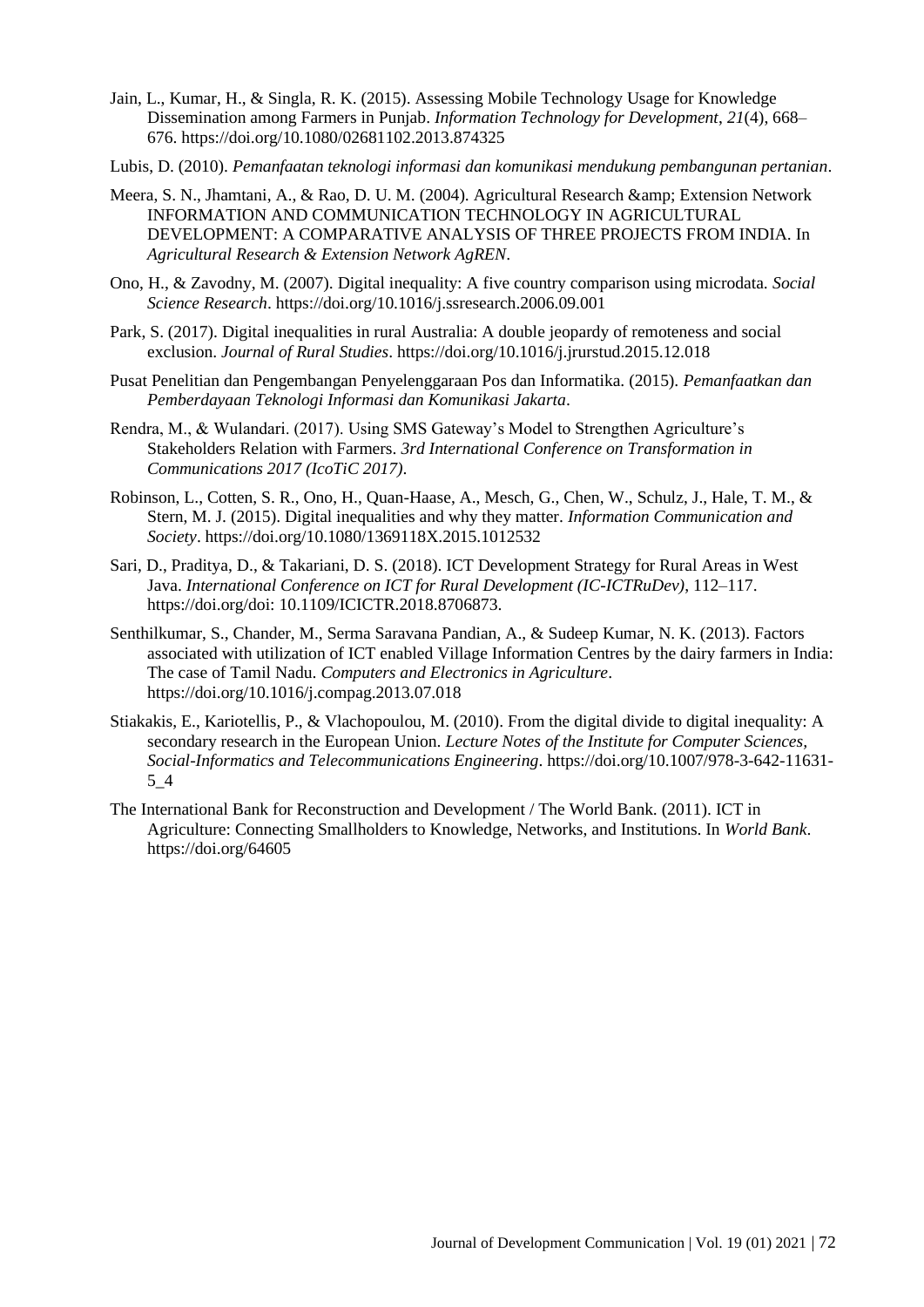Jain, L., Kumar, H., & Singla, R. K. (2015). Assessing Mobile Technology Usage for Knowledge Dissemination among Farmers in Punjab. *Information Technology for Development*, *21*(4), 668–676. https://doi.org/10.1080/02681102.2013.874325

Lubis, D. (2010). *Pemanfaatan teknologi informasi dan komunikasi mendukung pembangunan pertanian*.

Meera, S. N., Jhamtani, A., & Rao, D. U. M. (2004). Agricultural Research &amp; Extension Network INFORMATION AND COMMUNICATION TECHNOLOGY IN AGRICULTURAL DEVELOPMENT: A COMPARATIVE ANALYSIS OF THREE PROJECTS FROM INDIA. In *Agricultural Research & Extension Network AgREN*.

Ono, H., & Zavodny, M. (2007). Digital inequality: A five country comparison using microdata. *Social Science Research*. https://doi.org/10.1016/j.ssresearch.2006.09.001

Park, S. (2017). Digital inequalities in rural Australia: A double jeopardy of remoteness and social exclusion. *Journal of Rural Studies*. https://doi.org/10.1016/j.jrurstud.2015.12.018

Pusat Penelitian dan Pengembangan Penyelenggaraan Pos dan Informatika. (2015). *Pemanfaatkan dan Pemberdayaan Teknologi Informasi dan Komunikasi Jakarta*.

Rendra, M., & Wulandari. (2017). Using SMS Gateway's Model to Strengthen Agriculture's Stakeholders Relation with Farmers. *3rd International Conference on Transformation in Communications 2017 (IcoTiC 2017)*.

Robinson, L., Cotten, S. R., Ono, H., Quan-Haase, A., Mesch, G., Chen, W., Schulz, J., Hale, T. M., & Stern, M. J. (2015). Digital inequalities and why they matter. *Information Communication and Society*. https://doi.org/10.1080/1369118X.2015.1012532

Sari, D., Praditya, D., & Takariani, D. S. (2018). ICT Development Strategy for Rural Areas in West Java. *International Conference on ICT for Rural Development (IC-ICTRuDev)*, 112–117. https://doi.org/doi: 10.1109/ICICTR.2018.8706873.

Senthilkumar, S., Chander, M., Serma Saravana Pandian, A., & Sudeep Kumar, N. K. (2013). Factors associated with utilization of ICT enabled Village Information Centres by the dairy farmers in India: The case of Tamil Nadu. *Computers and Electronics in Agriculture*. https://doi.org/10.1016/j.compag.2013.07.018

Stiakakis, E., Kariotellis, P., & Vlachopoulou, M. (2010). From the digital divide to digital inequality: A secondary research in the European Union. *Lecture Notes of the Institute for Computer Sciences, Social-Informatics and Telecommunications Engineering*. https://doi.org/10.1007/978-3-642-11631-5_4

The International Bank for Reconstruction and Development / The World Bank. (2011). ICT in Agriculture: Connecting Smallholders to Knowledge, Networks, and Institutions. In *World Bank*. https://doi.org/64605